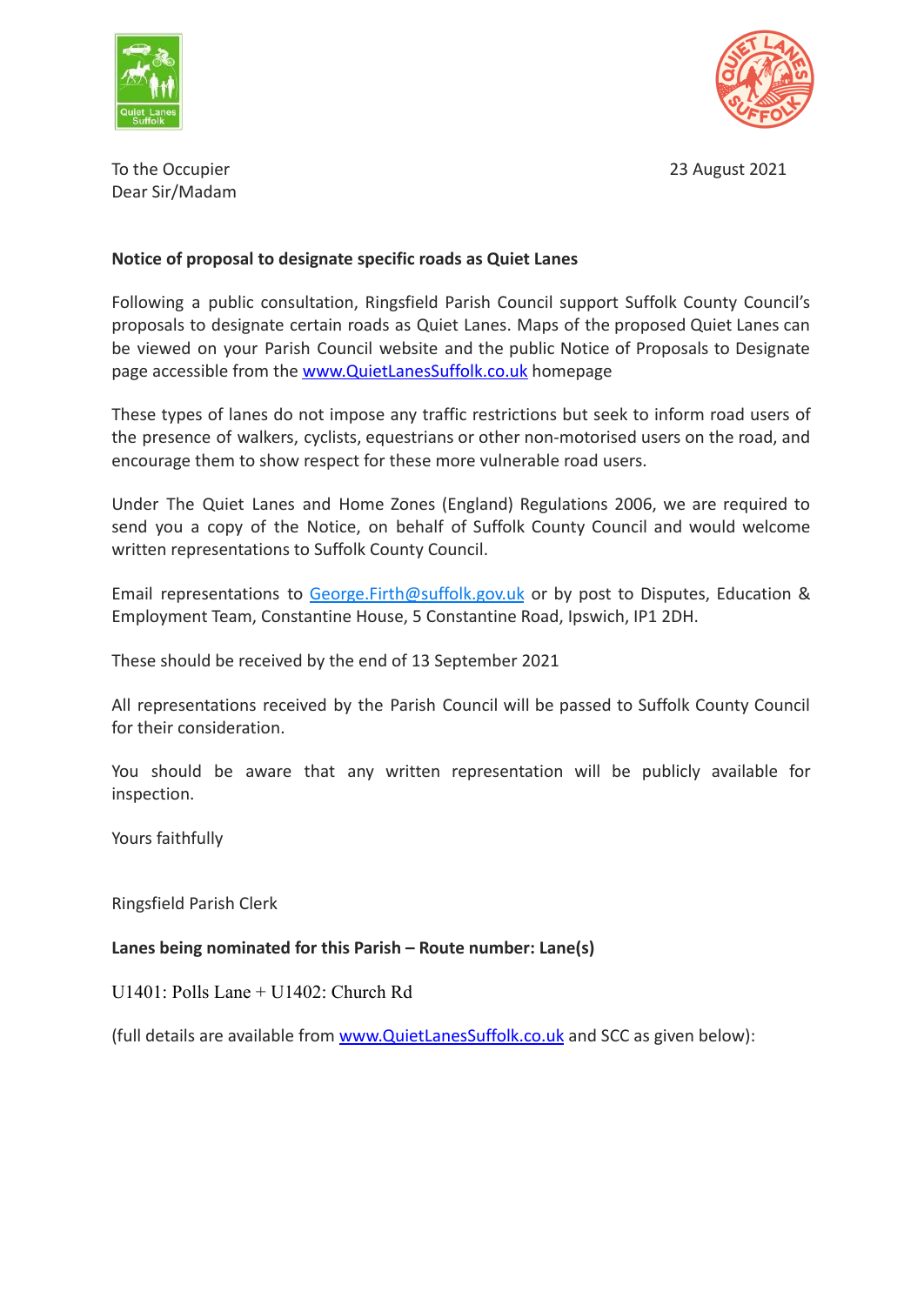To the Occupier

23 August 2021

Dear Sir/Madam

**Notice of proposal to designate specific roads as Quiet Lanes**

Following a public consultation, Ringsfield Parish Council support Suffolk County Council's proposals to designate certain roads as Quiet Lanes. Maps of the proposed Quiet Lanes can be viewed on your Parish Council website and the public Notice of Proposals to Designate page accessible from the [www.QuietLanesSuffolk.co.uk](http://www.QuietLanesSuffolk.co.uk) homepage

These types of lanes do not impose any traffic restrictions but seek to inform road users of the presence of walkers, cyclists, equestrians or other non-motorised users on the road, and encourage them to show respect for these more vulnerable road users.

Under The Quiet Lanes and Home Zones (England) Regulations 2006, we are required to send you a copy of the Notice, on behalf of Suffolk County Council and would welcome written representations to Suffolk County Council.

Email representations to [George.Firth@suffolk.gov.uk](mailto:George.Firth@suffolk.gov.uk) or by post to Disputes, Education & Employment Team, Constantine House, 5 Constantine Road, Ipswich, IP1 2DH.

These should be received by the end of 13 September 2021

All representations received by the Parish Council will be passed to Suffolk County Council for their consideration.

You should be aware that any written representation will be publicly available for inspection.

Yours faithfully

Ringsfield Parish Clerk

**Lanes being nominated for this Parish – Route number: Lane(s)**

U1401: Polls Lane + U1402: Church Rd

(full details are available from [www.QuietLanesSuffolk.co.uk](http://www.QuietLanesSuffolk.co.uk) and SCC as given below):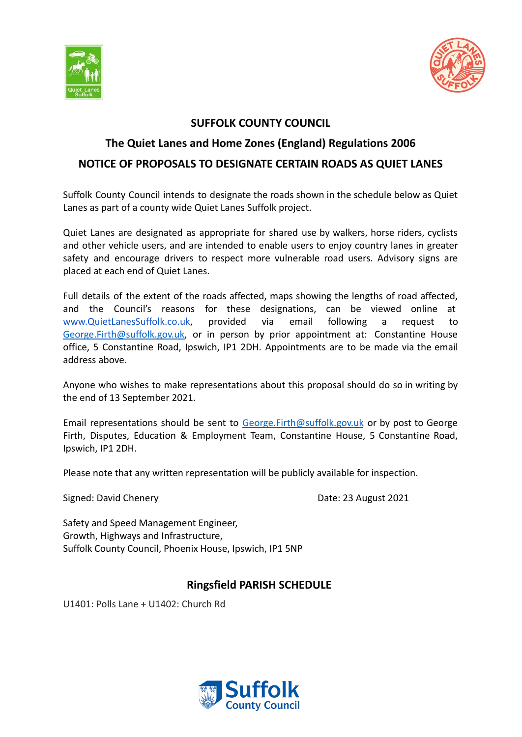## SUFFOLK COUNTY COUNCIL

## The Quiet Lanes and Home Zones (England) Regulations 2006

## NOTICE OF PROPOSALS TO DESIGNATE CERTAIN ROADS AS QUIET LANES

Suffolk County Council intends to designate the roads shown in the schedule below as Quiet Lanes as part of a county wide Quiet Lanes Suffolk project.

Quiet Lanes are designated as appropriate for shared use by walkers, horse riders, cyclists and other vehicle users, and are intended to enable users to enjoy country lanes in greater safety and encourage drivers to respect more vulnerable road users. Advisory signs are placed at each end of Quiet Lanes.

Full details of the extent of the roads affected, maps showing the lengths of road affected, and the Council's reasons for these designations, can be viewed online at www.QuietLanesSuffolk.co.uk, provided via email following a request to George.Firth@suffolk.gov.uk, or in person by prior appointment at: Constantine House office, 5 Constantine Road, Ipswich, IP1 2DH. Appointments are to be made via the email address above.

Anyone who wishes to make representations about this proposal should do so in writing by the end of 13 September 2021.

Email representations should be sent to George.Firth@suffolk.gov.uk or by post to George Firth, Disputes, Education & Employment Team, Constantine House, 5 Constantine Road, Ipswich, IP1 2DH.

Please note that any written representation will be publicly available for inspection.

Signed: David Chenery

Date: 23 August 2021

Safety and Speed Management Engineer,
Growth, Highways and Infrastructure,
Suffolk County Council, Phoenix House, Ipswich, IP1 5NP

## Ringsfield PARISH SCHEDULE

U1401: Polls Lane + U1402: Church Rd